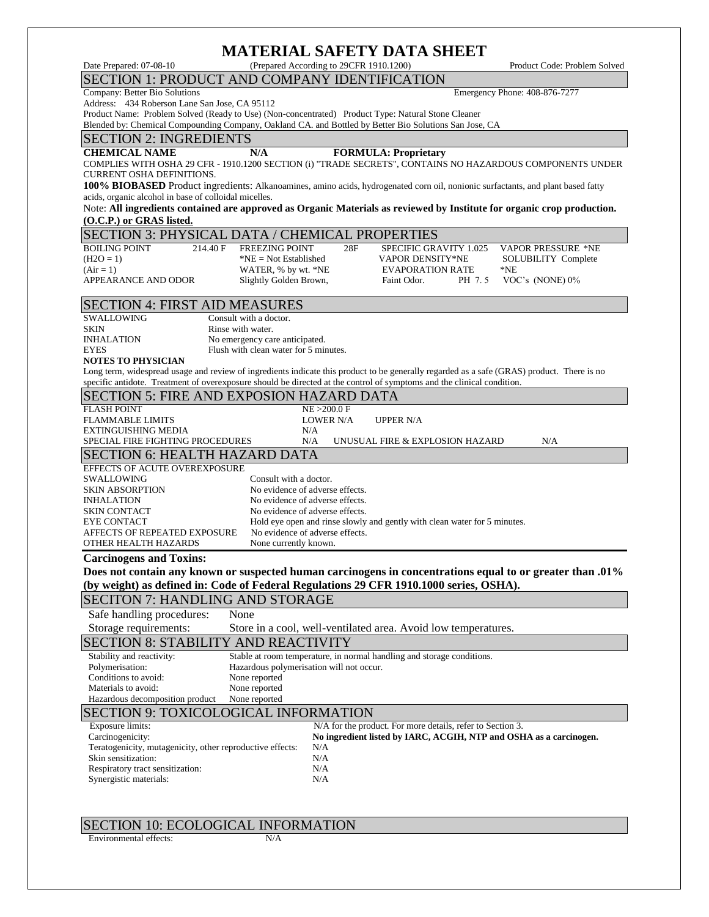# MATERIAL SAFETY DATA SHEET

Date Prepared: 07-08-10 (Prepared According to 29CFR 1910.1200) Product Code: Problem Solved

## SECTION 1: PRODUCT AND COMPANY IDENTIFICATION

Company: Better Bio Solutions Emergency Phone: 408-876-7277

Address: 434 Roberson Lane San Jose, CA 95112

Product Name: Problem Solved (Ready to Use) (Non-concentrated) Product Type: Natural Stone Cleaner

Blended by: Chemical Compounding Company, Oakland CA. and Bottled by Better Bio Solutions San Jose, CA

## SECTION 2: INGREDIENTS

**CHEMICAL NAME** **N/A** **FORMULA: Proprietary**

COMPLIES WITH OSHA 29 CFR - 1910.1200 SECTION (i) "TRADE SECRETS", CONTAINS NO HAZARDOUS COMPONENTS UNDER CURRENT OSHA DEFINITIONS.

**100% BIOBASED** Product ingredients: Alkanoamines, amino acids, hydrogenated corn oil, nonionic surfactants, and plant based fatty acids, organic alcohol in base of colloidal micelles.

Note: **All ingredients contained are approved as Organic Materials as reviewed by Institute for organic crop production. (O.C.P.) or GRAS listed.**

## SECTION 3: PHYSICAL DATA / CHEMICAL PROPERTIES

| | | | | | |
|---|---|---|---|---|---|
| BOILING POINT | 214.40 F | FREEZING POINT | 28F | SPECIFIC GRAVITY 1.025 | VAPOR PRESSURE *NE |
| (H2O = 1) | | *NE = Not Established | | VAPOR DENSITY*NE | SOLUBILITY Complete |
| (Air = 1) | | WATER, % by wt. *NE | | EVAPORATION RATE | *NE |
| APPEARANCE AND ODOR | | Slightly Golden Brown, | | Faint Odor. PH 7.5 | VOC's (NONE) 0% |

## SECTION 4: FIRST AID MEASURES

| | |
|---|---|
| SWALLOWING | Consult with a doctor. |
| SKIN | Rinse with water. |
| INHALATION | No emergency care anticipated. |
| EYES | Flush with clean water for 5 minutes. |

**NOTES TO PHYSICIAN**

Long term, widespread usage and review of ingredients indicate this product to be generally regarded as a safe (GRAS) product. There is no specific antidote. Treatment of overexposure should be directed at the control of symptoms and the clinical condition.

## SECTION 5: FIRE AND EXPOSION HAZARD DATA

| | | | |
|---|---|---|---|
| FLASH POINT | NE >200.0 F | | |
| FLAMMABLE LIMITS | LOWER N/A | UPPER N/A | |
| EXTINGUISHING MEDIA | N/A | | |
| SPECIAL FIRE FIGHTING PROCEDURES | N/A | UNUSUAL FIRE & EXPLOSION HAZARD | N/A |

## SECTION 6: HEALTH HAZARD DATA

| | |
|---|---|
| EFFECTS OF ACUTE OVEREXPOSURE | |
| SWALLOWING | Consult with a doctor. |
| SKIN ABSORPTION | No evidence of adverse effects. |
| INHALATION | No evidence of adverse effects. |
| SKIN CONTACT | No evidence of adverse effects. |
| EYE CONTACT | Hold eye open and rinse slowly and gently with clean water for 5 minutes. |
| AFFECTS OF REPEATED EXPOSURE | No evidence of adverse effects. |
| OTHER HEALTH HAZARDS | None currently known. |

**Carcinogens and Toxins:**

**Does not contain any known or suspected human carcinogens in concentrations equal to or greater than .01% (by weight) as defined in: Code of Federal Regulations 29 CFR 1910.1000 series, OSHA).**

## SECITON 7: HANDLING AND STORAGE

| | |
|---|---|
| Safe handling procedures: | None |
| Storage requirements: | Store in a cool, well-ventilated area. Avoid low temperatures. |

## SECTION 8: STABILITY AND REACTIVITY

| | |
|---|---|
| Stability and reactivity: | Stable at room temperature, in normal handling and storage conditions. |
| Polymerisation: | Hazardous polymerisation will not occur. |
| Conditions to avoid: | None reported |
| Materials to avoid: | None reported |
| Hazardous decomposition product | None reported |

## SECTION 9: TOXICOLOGICAL INFORMATION

| | |
|---|---|
| Exposure limits: | N/A for the product. For more details, refer to Section 3. |
| Carcinogenicity: | **No ingredient listed by IARC, ACGIH, NTP and OSHA as a carcinogen.** |
| Teratogenicity, mutagenicity, other reproductive effects: | N/A |
| Skin sensitization: | N/A |
| Respiratory tract sensitization: | N/A |
| Synergistic materials: | N/A |

## SECTION 10: ECOLOGICAL INFORMATION

| | |
|---|---|
| Environmental effects: | N/A |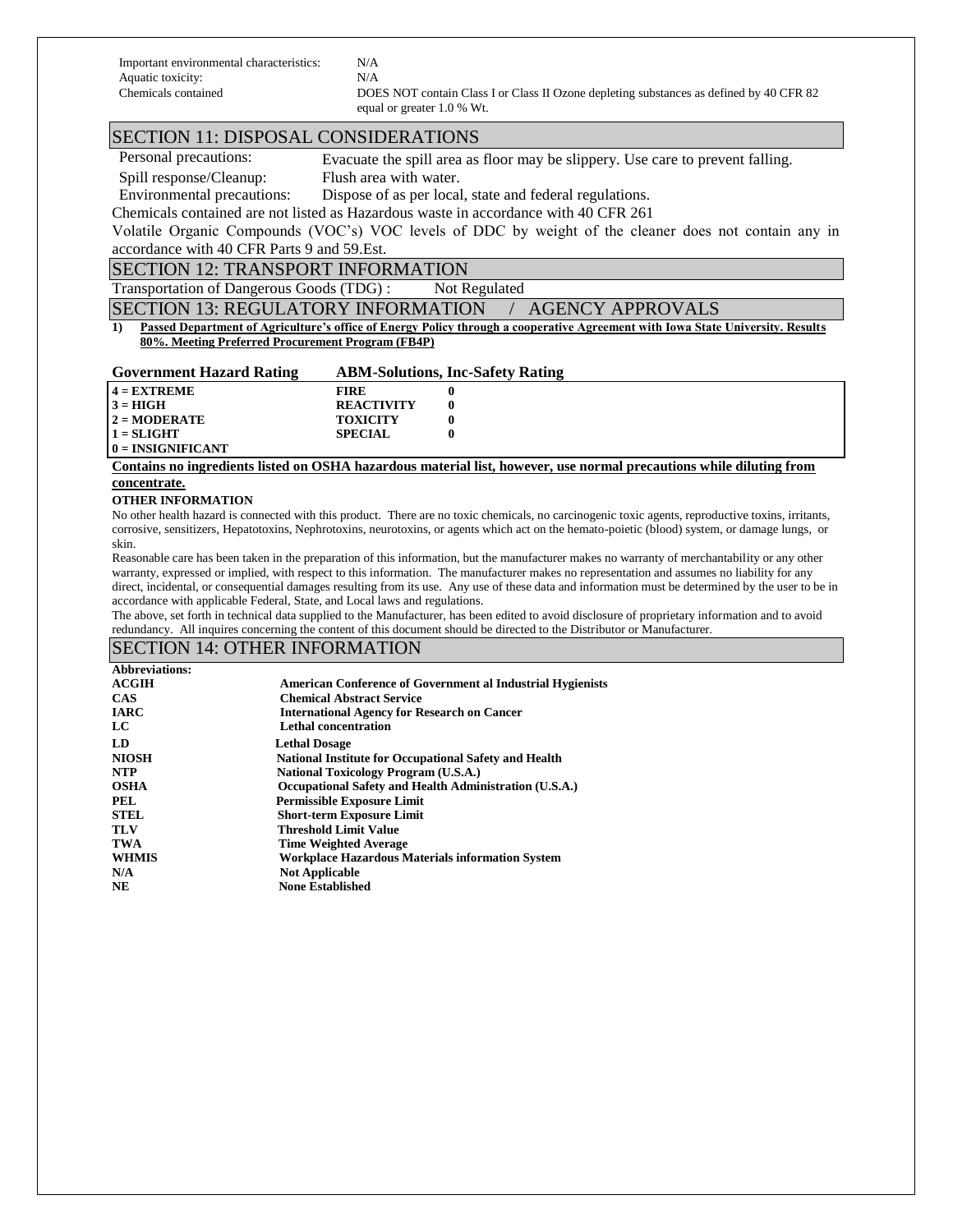Important environmental characteristics: N/A

Aquatic toxicity: N/A

Chemicals contained DOES NOT contain Class I or Class II Ozone depleting substances as defined by 40 CFR 82 equal or greater 1.0 % Wt.

## SECTION 11: DISPOSAL CONSIDERATIONS

Personal precautions: Evacuate the spill area as floor may be slippery. Use care to prevent falling.

Spill response/Cleanup: Flush area with water.

Environmental precautions: Dispose of as per local, state and federal regulations.

Chemicals contained are not listed as Hazardous waste in accordance with 40 CFR 261

Volatile Organic Compounds (VOC's) VOC levels of DDC by weight of the cleaner does not contain any in accordance with 40 CFR Parts 9 and 59.Est.

## SECTION 12: TRANSPORT INFORMATION

Transportation of Dangerous Goods (TDG) : Not Regulated

## SECTION 13: REGULATORY INFORMATION / AGENCY APPROVALS

1) **Passed Department of Agriculture's office of Energy Policy through a cooperative Agreement with Iowa State University. Results 80%. Meeting Preferred Procurement Program (FB4P)**

| Government Hazard Rating | ABM-Solutions, Inc-Safety Rating | |
|---|---|---|
| **4 = EXTREME** | **FIRE** | **0** |
| **3 = HIGH** | **REACTIVITY** | **0** |
| **2 = MODERATE** | **TOXICITY** | **0** |
| **1 = SLIGHT** | **SPECIAL** | **0** |
| **0 = INSIGNIFICANT** | | |

**Contains no ingredients listed on OSHA hazardous material list, however, use normal precautions while diluting from concentrate.**

**OTHER INFORMATION**

No other health hazard is connected with this product. There are no toxic chemicals, no carcinogenic toxic agents, reproductive toxins, irritants, corrosive, sensitizers, Hepatotoxins, Nephrotoxins, neurotoxins, or agents which act on the hemato-poietic (blood) system, or damage lungs, or skin.

Reasonable care has been taken in the preparation of this information, but the manufacturer makes no warranty of merchantability or any other warranty, expressed or implied, with respect to this information. The manufacturer makes no representation and assumes no liability for any direct, incidental, or consequential damages resulting from its use. Any use of these data and information must be determined by the user to be in accordance with applicable Federal, State, and Local laws and regulations.

The above, set forth in technical data supplied to the Manufacturer, has been edited to avoid disclosure of proprietary information and to avoid redundancy. All inquires concerning the content of this document should be directed to the Distributor or Manufacturer.

## SECTION 14: OTHER INFORMATION

**Abbreviations:**

| | |
|---|---|
| **ACGIH** | **American Conference of Government al Industrial Hygienists** |
| **CAS** | **Chemical Abstract Service** |
| **IARC** | **International Agency for Research on Cancer** |
| **LC** | **Lethal concentration** |
| **LD** | **Lethal Dosage** |
| **NIOSH** | **National Institute for Occupational Safety and Health** |
| **NTP** | **National Toxicology Program (U.S.A.)** |
| **OSHA** | **Occupational Safety and Health Administration (U.S.A.)** |
| **PEL** | **Permissible Exposure Limit** |
| **STEL** | **Short-term Exposure Limit** |
| **TLV** | **Threshold Limit Value** |
| **TWA** | **Time Weighted Average** |
| **WHMIS** | **Workplace Hazardous Materials information System** |
| **N/A** | **Not Applicable** |
| **NE** | **None Established** |